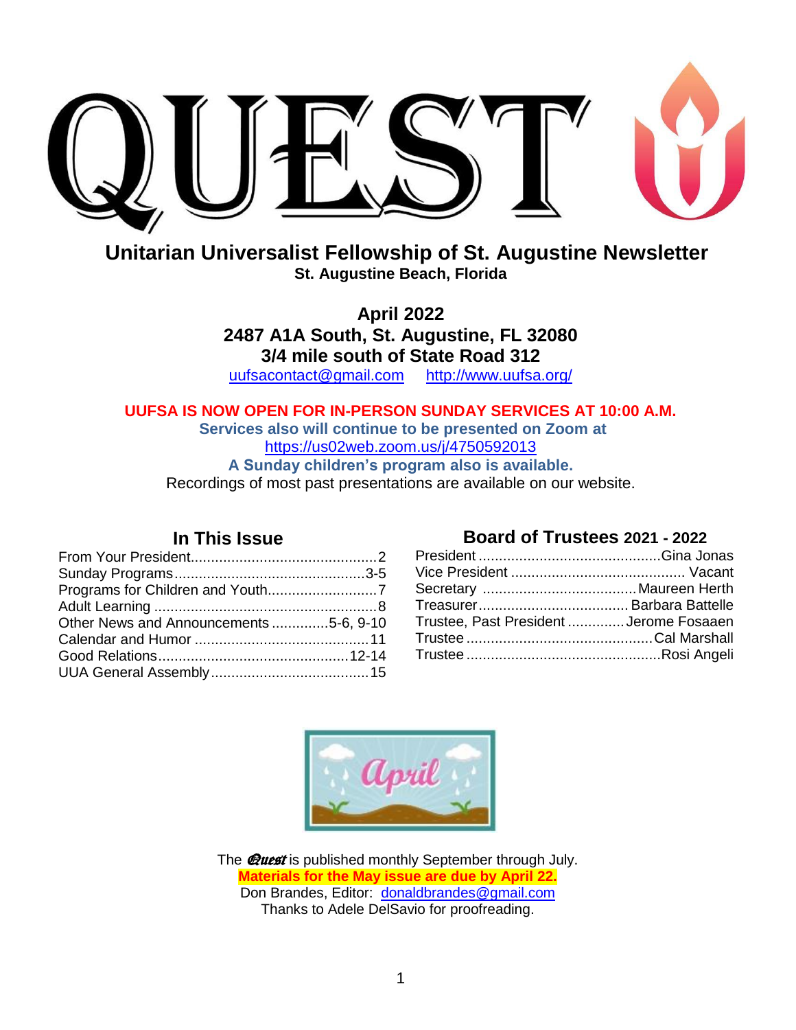# QUEST

## Unitarian Universalist Fellowship of St. Augustine Newsletter

**St. Augustine Beach, Florida**

**April 2022**
**2487 A1A South, St. Augustine, FL 32080**
**3/4 mile south of State Road 312**

uufsacontact@gmail.com    http://www.uufsa.org/

**UUFSA IS NOW OPEN FOR IN-PERSON SUNDAY SERVICES AT 10:00 A.M.**

**Services also will continue to be presented on Zoom at**
https://us02web.zoom.us/j/4750592013
**A Sunday children's program also is available.**
Recordings of most past presentations are available on our website.

### In This Issue

| | |
|---|---|
| From Your President | 2 |
| Sunday Programs | 3-5 |
| Programs for Children and Youth | 7 |
| Adult Learning | 8 |
| Other News and Announcements | 5-6, 9-10 |
| Calendar and Humor | 11 |
| Good Relations | 12-14 |
| UUA General Assembly | 15 |

### Board of Trustees 2021 - 2022

| | |
|---|---|
| President | Gina Jonas |
| Vice President | Vacant |
| Secretary | Maureen Herth |
| Treasurer | Barbara Battelle |
| Trustee, Past President | Jerome Fosaaen |
| Trustee | Cal Marshall |
| Trustee | Rosi Angeli |

The *Quest* is published monthly September through July.
**Materials for the May issue are due by April 22.**
Don Brandes, Editor: donaldbrandes@gmail.com
Thanks to Adele DelSavio for proofreading.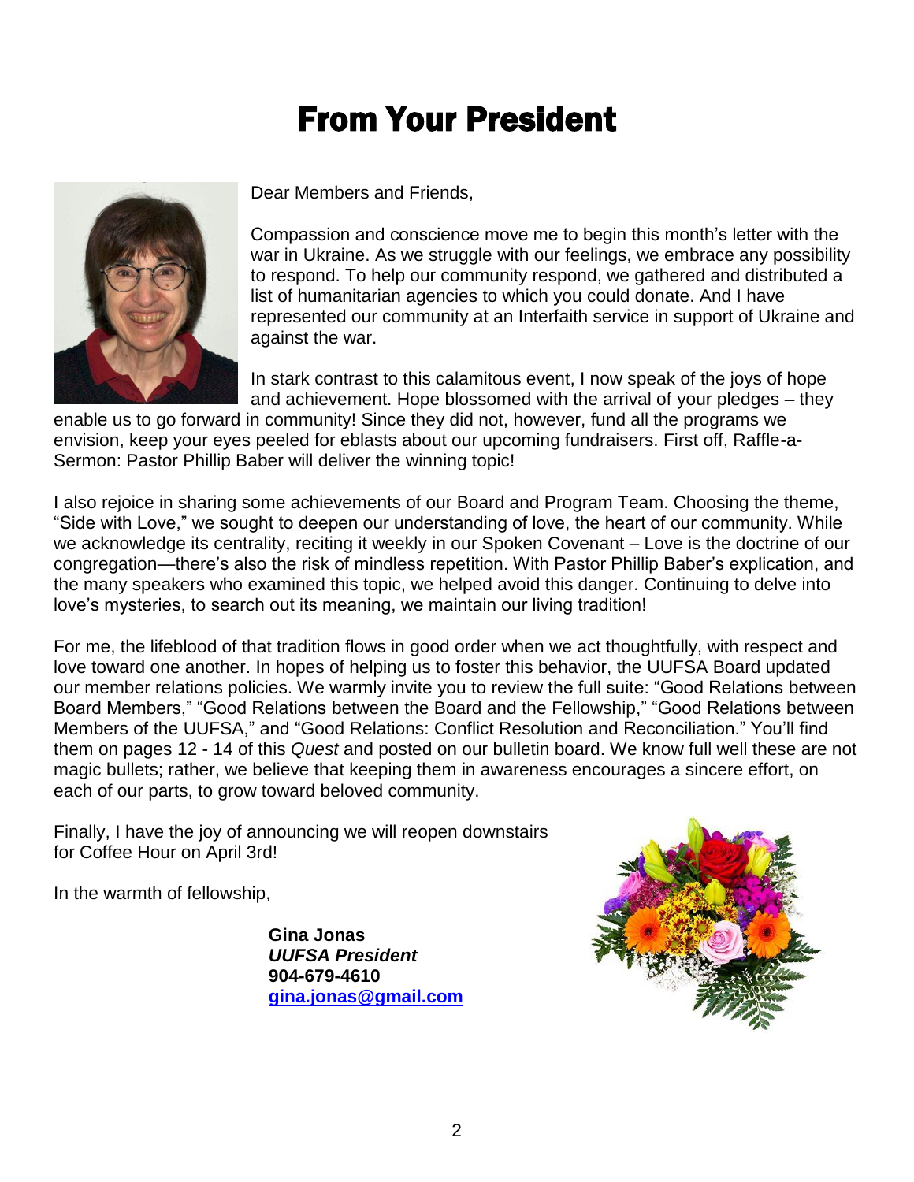# From Your President

Dear Members and Friends,

Compassion and conscience move me to begin this month's letter with the war in Ukraine. As we struggle with our feelings, we embrace any possibility to respond. To help our community respond, we gathered and distributed a list of humanitarian agencies to which you could donate. And I have represented our community at an Interfaith service in support of Ukraine and against the war.

In stark contrast to this calamitous event, I now speak of the joys of hope and achievement. Hope blossomed with the arrival of your pledges – they enable us to go forward in community! Since they did not, however, fund all the programs we envision, keep your eyes peeled for eblasts about our upcoming fundraisers. First off, Raffle-a-Sermon: Pastor Phillip Baber will deliver the winning topic!

I also rejoice in sharing some achievements of our Board and Program Team. Choosing the theme, "Side with Love," we sought to deepen our understanding of love, the heart of our community. While we acknowledge its centrality, reciting it weekly in our Spoken Covenant – Love is the doctrine of our congregation—there's also the risk of mindless repetition. With Pastor Phillip Baber's explication, and the many speakers who examined this topic, we helped avoid this danger. Continuing to delve into love's mysteries, to search out its meaning, we maintain our living tradition!

For me, the lifeblood of that tradition flows in good order when we act thoughtfully, with respect and love toward one another. In hopes of helping us to foster this behavior, the UUFSA Board updated our member relations policies. We warmly invite you to review the full suite: "Good Relations between Board Members," "Good Relations between the Board and the Fellowship," "Good Relations between Members of the UUFSA," and "Good Relations: Conflict Resolution and Reconciliation." You'll find them on pages 12 - 14 of this *Quest* and posted on our bulletin board. We know full well these are not magic bullets; rather, we believe that keeping them in awareness encourages a sincere effort, on each of our parts, to grow toward beloved community.

Finally, I have the joy of announcing we will reopen downstairs for Coffee Hour on April 3rd!

In the warmth of fellowship,

**Gina Jonas**
***UUFSA President***
**904-679-4610**
**[gina.jonas@gmail.com](mailto:gina.jonas@gmail.com)**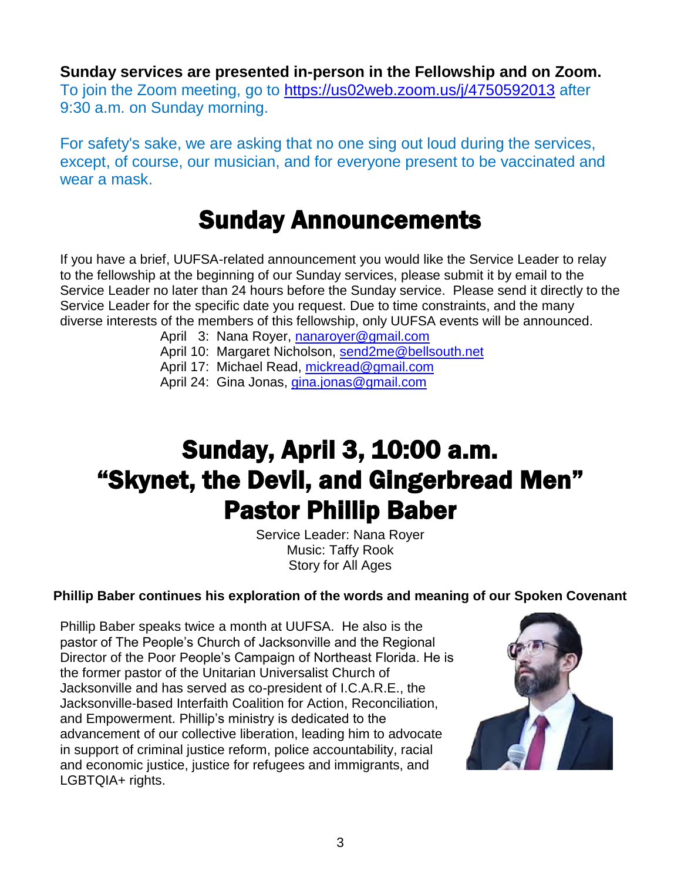**Sunday services are presented in-person in the Fellowship and on Zoom.**
To join the Zoom meeting, go to https://us02web.zoom.us/j/4750592013 after 9:30 a.m. on Sunday morning.

For safety's sake, we are asking that no one sing out loud during the services, except, of course, our musician, and for everyone present to be vaccinated and wear a mask.

# Sunday Announcements

If you have a brief, UUFSA-related announcement you would like the Service Leader to relay to the fellowship at the beginning of our Sunday services, please submit it by email to the Service Leader no later than 24 hours before the Sunday service. Please send it directly to the Service Leader for the specific date you request. Due to time constraints, and the many diverse interests of the members of this fellowship, only UUFSA events will be announced.

April 3: Nana Royer, nanaroyer@gmail.com
April 10: Margaret Nicholson, send2me@bellsouth.net
April 17: Michael Read, mickread@gmail.com
April 24: Gina Jonas, gina.jonas@gmail.com

# Sunday, April 3, 10:00 a.m.
# "Skynet, the Devil, and Gingerbread Men"
# Pastor Phillip Baber

Service Leader: Nana Royer
Music: Taffy Rook
Story for All Ages

**Phillip Baber continues his exploration of the words and meaning of our Spoken Covenant**

Phillip Baber speaks twice a month at UUFSA. He also is the pastor of The People's Church of Jacksonville and the Regional Director of the Poor People's Campaign of Northeast Florida. He is the former pastor of the Unitarian Universalist Church of Jacksonville and has served as co-president of I.C.A.R.E., the Jacksonville-based Interfaith Coalition for Action, Reconciliation, and Empowerment. Phillip's ministry is dedicated to the advancement of our collective liberation, leading him to advocate in support of criminal justice reform, police accountability, racial and economic justice, justice for refugees and immigrants, and LGBTQIA+ rights.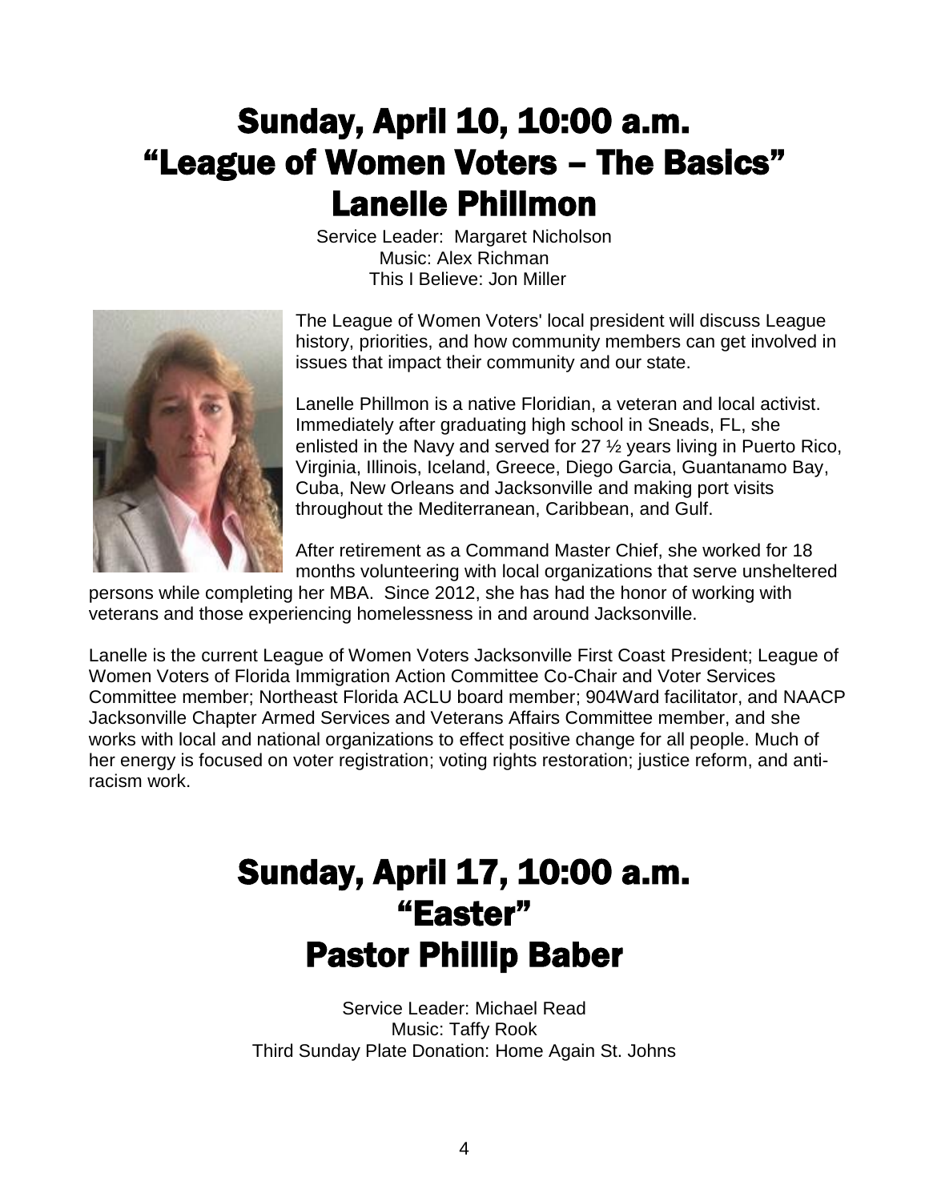# Sunday, April 10, 10:00 a.m.
# "League of Women Voters – The Basics"
# Lanelle Phillmon

Service Leader: Margaret Nicholson
Music: Alex Richman
This I Believe: Jon Miller

The League of Women Voters' local president will discuss League history, priorities, and how community members can get involved in issues that impact their community and our state.

Lanelle Phillmon is a native Floridian, a veteran and local activist. Immediately after graduating high school in Sneads, FL, she enlisted in the Navy and served for 27 ½ years living in Puerto Rico, Virginia, Illinois, Iceland, Greece, Diego Garcia, Guantanamo Bay, Cuba, New Orleans and Jacksonville and making port visits throughout the Mediterranean, Caribbean, and Gulf.

After retirement as a Command Master Chief, she worked for 18 months volunteering with local organizations that serve unsheltered persons while completing her MBA. Since 2012, she has had the honor of working with veterans and those experiencing homelessness in and around Jacksonville.

Lanelle is the current League of Women Voters Jacksonville First Coast President; League of Women Voters of Florida Immigration Action Committee Co-Chair and Voter Services Committee member; Northeast Florida ACLU board member; 904Ward facilitator, and NAACP Jacksonville Chapter Armed Services and Veterans Affairs Committee member, and she works with local and national organizations to effect positive change for all people. Much of her energy is focused on voter registration; voting rights restoration; justice reform, and anti-racism work.

# Sunday, April 17, 10:00 a.m.
# "Easter"
# Pastor Phillip Baber

Service Leader: Michael Read
Music: Taffy Rook
Third Sunday Plate Donation: Home Again St. Johns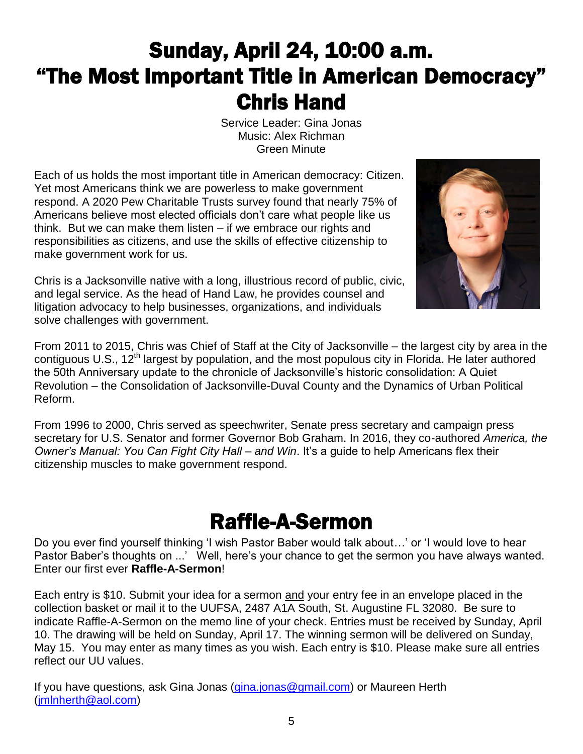# Sunday, April 24, 10:00 a.m.
# "The Most Important Title in American Democracy"
# Chris Hand

Service Leader: Gina Jonas
Music: Alex Richman
Green Minute

Each of us holds the most important title in American democracy: Citizen. Yet most Americans think we are powerless to make government respond. A 2020 Pew Charitable Trusts survey found that nearly 75% of Americans believe most elected officials don't care what people like us think. But we can make them listen – if we embrace our rights and responsibilities as citizens, and use the skills of effective citizenship to make government work for us.

Chris is a Jacksonville native with a long, illustrious record of public, civic, and legal service. As the head of Hand Law, he provides counsel and litigation advocacy to help businesses, organizations, and individuals solve challenges with government.

From 2011 to 2015, Chris was Chief of Staff at the City of Jacksonville – the largest city by area in the contiguous U.S., 12th largest by population, and the most populous city in Florida. He later authored the 50th Anniversary update to the chronicle of Jacksonville's historic consolidation: A Quiet Revolution – the Consolidation of Jacksonville-Duval County and the Dynamics of Urban Political Reform.

From 1996 to 2000, Chris served as speechwriter, Senate press secretary and campaign press secretary for U.S. Senator and former Governor Bob Graham. In 2016, they co-authored *America, the Owner's Manual: You Can Fight City Hall – and Win*. It's a guide to help Americans flex their citizenship muscles to make government respond.

# Raffle-A-Sermon

Do you ever find yourself thinking 'I wish Pastor Baber would talk about…' or 'I would love to hear Pastor Baber's thoughts on ...' Well, here's your chance to get the sermon you have always wanted. Enter our first ever **Raffle-A-Sermon**!

Each entry is $10. Submit your idea for a sermon and your entry fee in an envelope placed in the collection basket or mail it to the UUFSA, 2487 A1A South, St. Augustine FL 32080. Be sure to indicate Raffle-A-Sermon on the memo line of your check. Entries must be received by Sunday, April 10. The drawing will be held on Sunday, April 17. The winning sermon will be delivered on Sunday, May 15. You may enter as many times as you wish. Each entry is $10. Please make sure all entries reflect our UU values.

If you have questions, ask Gina Jonas (gina.jonas@gmail.com) or Maureen Herth (jmlnherth@aol.com)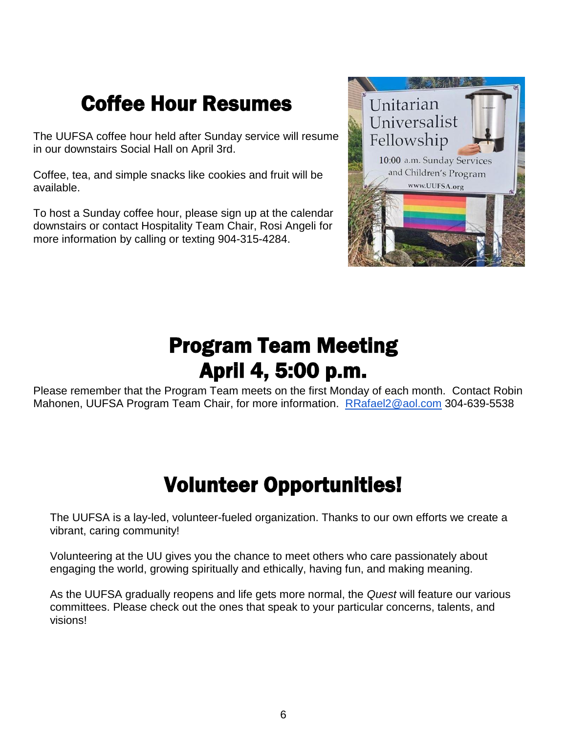# Coffee Hour Resumes

The UUFSA coffee hour held after Sunday service will resume in our downstairs Social Hall on April 3rd.

Coffee, tea, and simple snacks like cookies and fruit will be available.

To host a Sunday coffee hour, please sign up at the calendar downstairs or contact Hospitality Team Chair, Rosi Angeli for more information by calling or texting 904-315-4284.

# Program Team Meeting
# April 4, 5:00 p.m.

Please remember that the Program Team meets on the first Monday of each month. Contact Robin Mahonen, UUFSA Program Team Chair, for more information. [RRafael2@aol.com](mailto:RRafael2@aol.com) 304-639-5538

# Volunteer Opportunities!

The UUFSA is a lay-led, volunteer-fueled organization. Thanks to our own efforts we create a vibrant, caring community!

Volunteering at the UU gives you the chance to meet others who care passionately about engaging the world, growing spiritually and ethically, having fun, and making meaning.

As the UUFSA gradually reopens and life gets more normal, the *Quest* will feature our various committees. Please check out the ones that speak to your particular concerns, talents, and visions!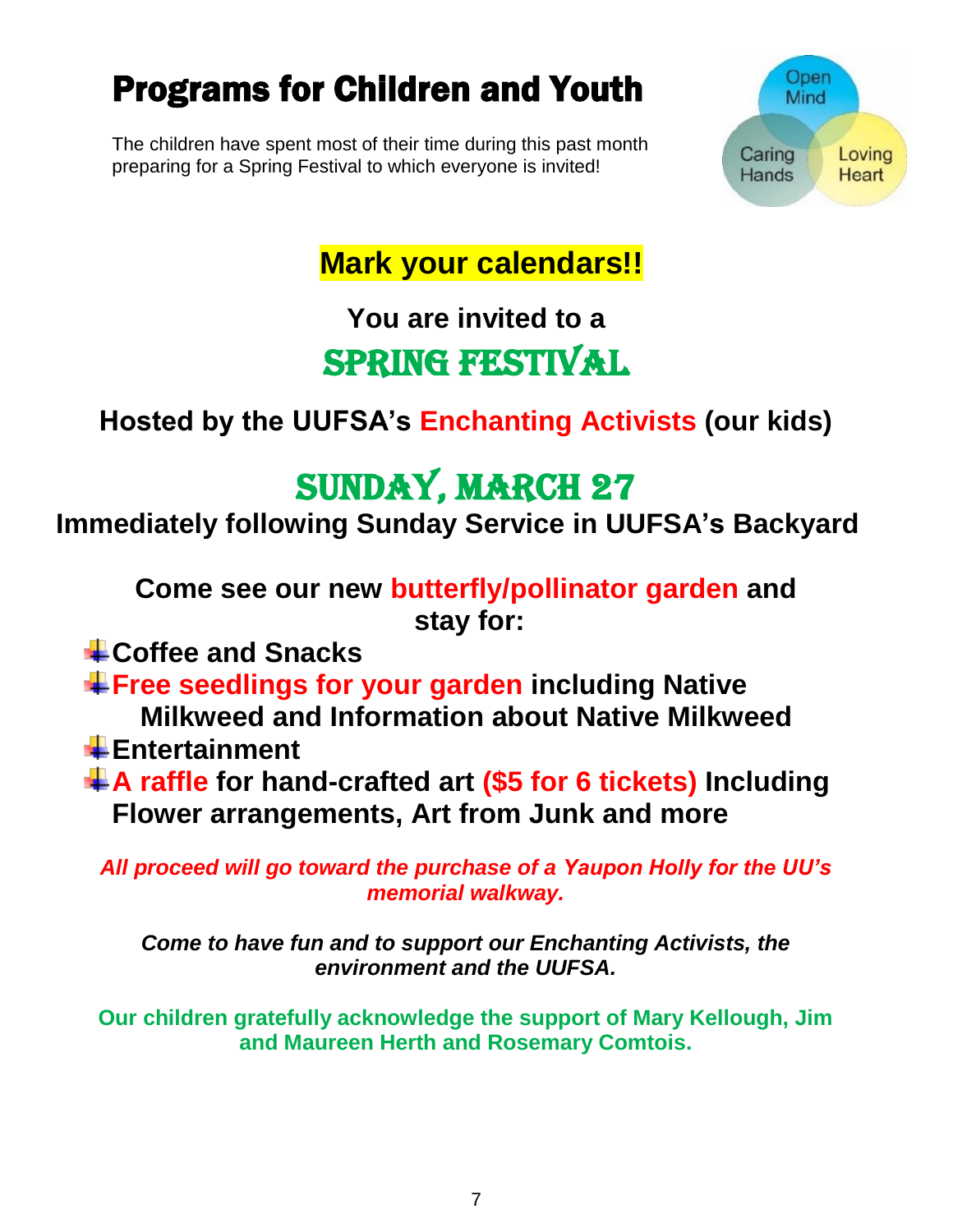# Programs for Children and Youth

The children have spent most of their time during this past month preparing for a Spring Festival to which everyone is invited!

Open Mind

Caring Hands

Loving Heart

**Mark your calendars!!**

**You are invited to a**

## SPRING FESTIVAL

**Hosted by the UUFSA's Enchanting Activists (our kids)**

## SUNDAY, MARCH 27

**Immediately following Sunday Service in UUFSA's Backyard**

**Come see our new butterfly/pollinator garden and stay for:**

- **Coffee and Snacks**
- **Free seedlings for your garden including Native Milkweed and Information about Native Milkweed**
- **Entertainment**
- **A raffle for hand-crafted art ($5 for 6 tickets) Including Flower arrangements, Art from Junk and more**

***All proceed will go toward the purchase of a Yaupon Holly for the UU's memorial walkway.***

***Come to have fun and to support our Enchanting Activists, the environment and the UUFSA.***

**Our children gratefully acknowledge the support of Mary Kellough, Jim and Maureen Herth and Rosemary Comtois.**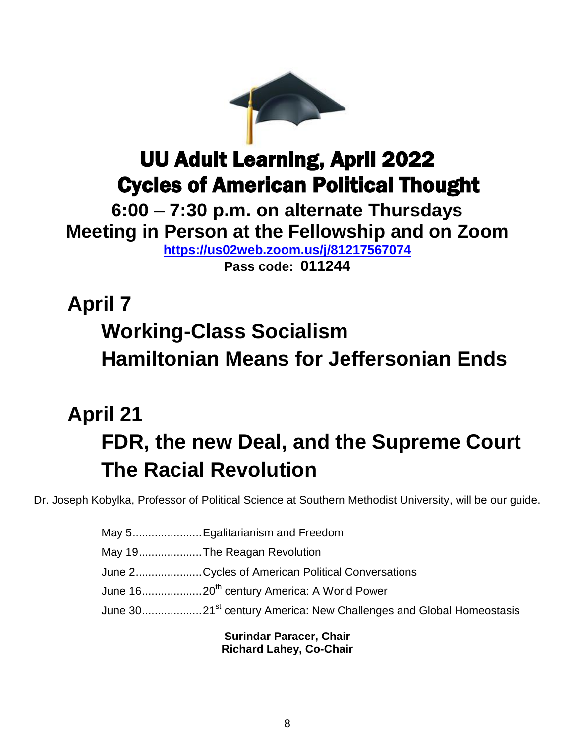# UU Adult Learning, April 2022
# Cycles of American Political Thought

**6:00 – 7:30 p.m. on alternate Thursdays**

**Meeting in Person at the Fellowship and on Zoom**

**https://us02web.zoom.us/j/81217567074**

**Pass code: 011244**

## April 7

### Working-Class Socialism
### Hamiltonian Means for Jeffersonian Ends

## April 21

### FDR, the new Deal, and the Supreme Court
### The Racial Revolution

Dr. Joseph Kobylka, Professor of Political Science at Southern Methodist University, will be our guide.

May 5......................Egalitarianism and Freedom

May 19....................The Reagan Revolution

June 2.....................Cycles of American Political Conversations

June 16...................20th century America: A World Power

June 30...................21st century America: New Challenges and Global Homeostasis

**Surindar Paracer, Chair**
**Richard Lahey, Co-Chair**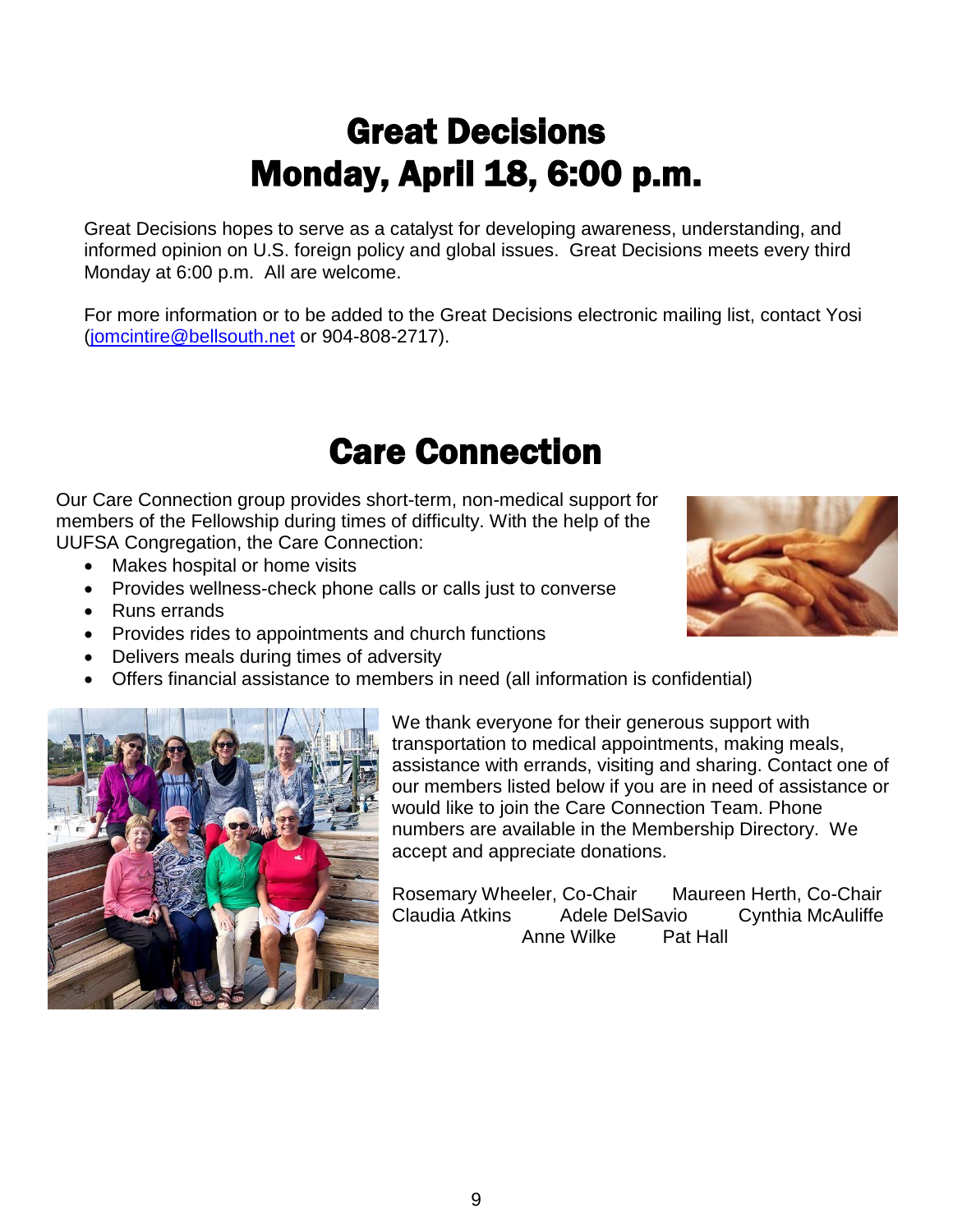# Great Decisions
# Monday, April 18, 6:00 p.m.

Great Decisions hopes to serve as a catalyst for developing awareness, understanding, and informed opinion on U.S. foreign policy and global issues.  Great Decisions meets every third Monday at 6:00 p.m.  All are welcome.

For more information or to be added to the Great Decisions electronic mailing list, contact Yosi (jomcintire@bellsouth.net or 904-808-2717).

# Care Connection

Our Care Connection group provides short-term, non-medical support for members of the Fellowship during times of difficulty. With the help of the UUFSA Congregation, the Care Connection:

- Makes hospital or home visits
- Provides wellness-check phone calls or calls just to converse
- Runs errands
- Provides rides to appointments and church functions
- Delivers meals during times of adversity
- Offers financial assistance to members in need (all information is confidential)

We thank everyone for their generous support with transportation to medical appointments, making meals, assistance with errands, visiting and sharing. Contact one of our members listed below if you are in need of assistance or would like to join the Care Connection Team. Phone numbers are available in the Membership Directory.  We accept and appreciate donations.

Rosemary Wheeler, Co-Chair    Maureen Herth, Co-Chair
Claudia Atkins    Adele DelSavio    Cynthia McAuliffe
Anne Wilke    Pat Hall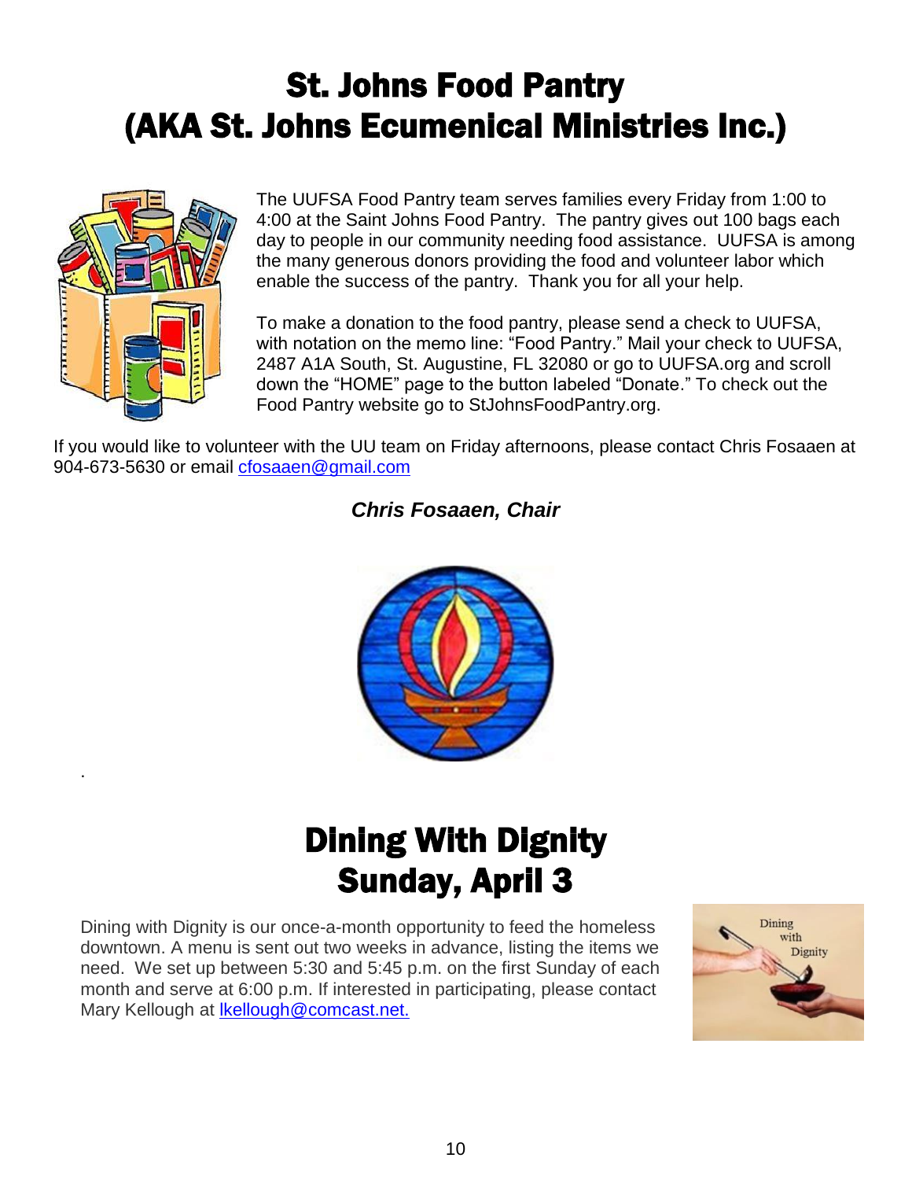# St. Johns Food Pantry
# (AKA St. Johns Ecumenical Ministries Inc.)

The UUFSA Food Pantry team serves families every Friday from 1:00 to 4:00 at the Saint Johns Food Pantry. The pantry gives out 100 bags each day to people in our community needing food assistance. UUFSA is among the many generous donors providing the food and volunteer labor which enable the success of the pantry. Thank you for all your help.

To make a donation to the food pantry, please send a check to UUFSA, with notation on the memo line: "Food Pantry." Mail your check to UUFSA, 2487 A1A South, St. Augustine, FL 32080 or go to UUFSA.org and scroll down the "HOME" page to the button labeled "Donate." To check out the Food Pantry website go to StJohnsFoodPantry.org.

If you would like to volunteer with the UU team on Friday afternoons, please contact Chris Fosaaen at 904-673-5630 or email cfosaaen@gmail.com

***Chris Fosaaen, Chair***

# Dining With Dignity
# Sunday, April 3

Dining with Dignity is our once-a-month opportunity to feed the homeless downtown. A menu is sent out two weeks in advance, listing the items we need. We set up between 5:30 and 5:45 p.m. on the first Sunday of each month and serve at 6:00 p.m. If interested in participating, please contact Mary Kellough at lkellough@comcast.net.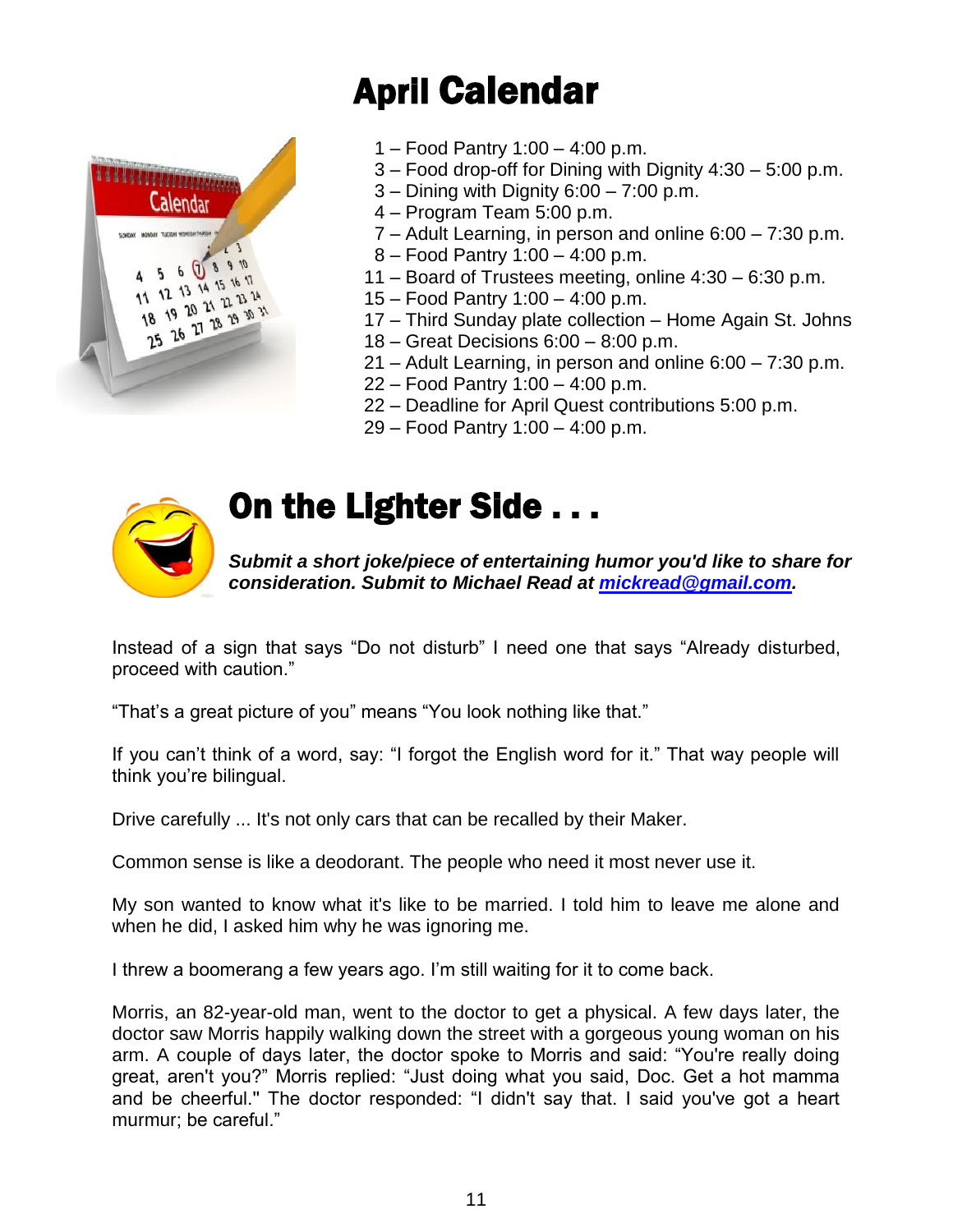# April Calendar

- 1 – Food Pantry 1:00 – 4:00 p.m.
- 3 – Food drop-off for Dining with Dignity 4:30 – 5:00 p.m.
- 3 – Dining with Dignity 6:00 – 7:00 p.m.
- 4 – Program Team 5:00 p.m.
- 7 – Adult Learning, in person and online 6:00 – 7:30 p.m.
- 8 – Food Pantry 1:00 – 4:00 p.m.
- 11 – Board of Trustees meeting, online 4:30 – 6:30 p.m.
- 15 – Food Pantry 1:00 – 4:00 p.m.
- 17 – Third Sunday plate collection – Home Again St. Johns
- 18 – Great Decisions 6:00 – 8:00 p.m.
- 21 – Adult Learning, in person and online 6:00 – 7:30 p.m.
- 22 – Food Pantry 1:00 – 4:00 p.m.
- 22 – Deadline for April Quest contributions 5:00 p.m.
- 29 – Food Pantry 1:00 – 4:00 p.m.

# On the Lighter Side . . .

***Submit a short joke/piece of entertaining humor you'd like to share for consideration. Submit to Michael Read at mickread@gmail.com.***

Instead of a sign that says "Do not disturb" I need one that says "Already disturbed, proceed with caution."

"That's a great picture of you" means "You look nothing like that."

If you can't think of a word, say: "I forgot the English word for it." That way people will think you're bilingual.

Drive carefully ... It's not only cars that can be recalled by their Maker.

Common sense is like a deodorant. The people who need it most never use it.

My son wanted to know what it's like to be married. I told him to leave me alone and when he did, I asked him why he was ignoring me.

I threw a boomerang a few years ago. I'm still waiting for it to come back.

Morris, an 82-year-old man, went to the doctor to get a physical. A few days later, the doctor saw Morris happily walking down the street with a gorgeous young woman on his arm. A couple of days later, the doctor spoke to Morris and said: "You're really doing great, aren't you?" Morris replied: "Just doing what you said, Doc. Get a hot mamma and be cheerful." The doctor responded: "I didn't say that. I said you've got a heart murmur; be careful."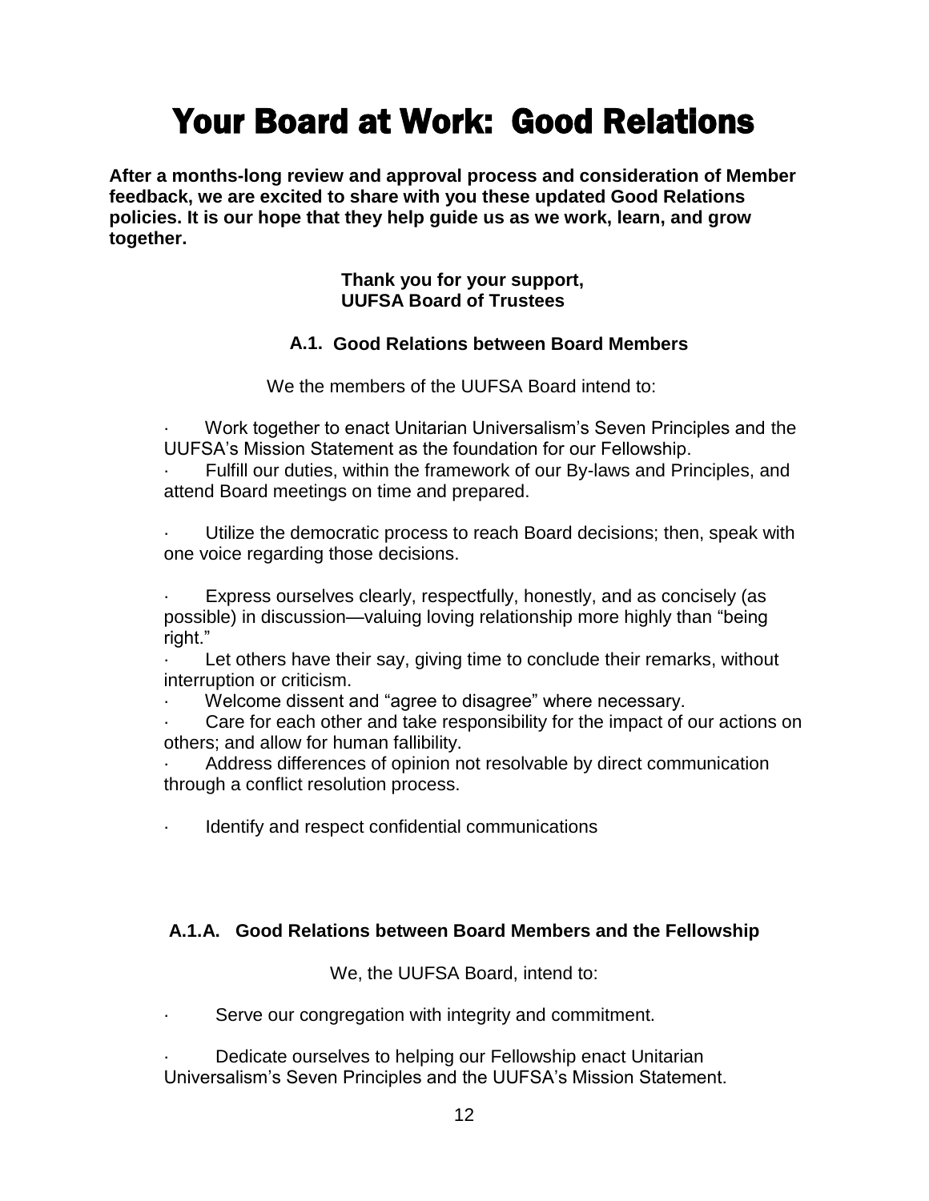# Your Board at Work: Good Relations

**After a months-long review and approval process and consideration of Member feedback, we are excited to share with you these updated Good Relations policies. It is our hope that they help guide us as we work, learn, and grow together.**

**Thank you for your support,**
**UUFSA Board of Trustees**

### A.1. Good Relations between Board Members

We the members of the UUFSA Board intend to:

- Work together to enact Unitarian Universalism's Seven Principles and the UUFSA's Mission Statement as the foundation for our Fellowship.
- Fulfill our duties, within the framework of our By-laws and Principles, and attend Board meetings on time and prepared.
- Utilize the democratic process to reach Board decisions; then, speak with one voice regarding those decisions.
- Express ourselves clearly, respectfully, honestly, and as concisely (as possible) in discussion—valuing loving relationship more highly than "being right."
- Let others have their say, giving time to conclude their remarks, without interruption or criticism.
- Welcome dissent and "agree to disagree" where necessary.
- Care for each other and take responsibility for the impact of our actions on others; and allow for human fallibility.
- Address differences of opinion not resolvable by direct communication through a conflict resolution process.
- Identify and respect confidential communications

### A.1.A. Good Relations between Board Members and the Fellowship

We, the UUFSA Board, intend to:

- Serve our congregation with integrity and commitment.
- Dedicate ourselves to helping our Fellowship enact Unitarian Universalism's Seven Principles and the UUFSA's Mission Statement.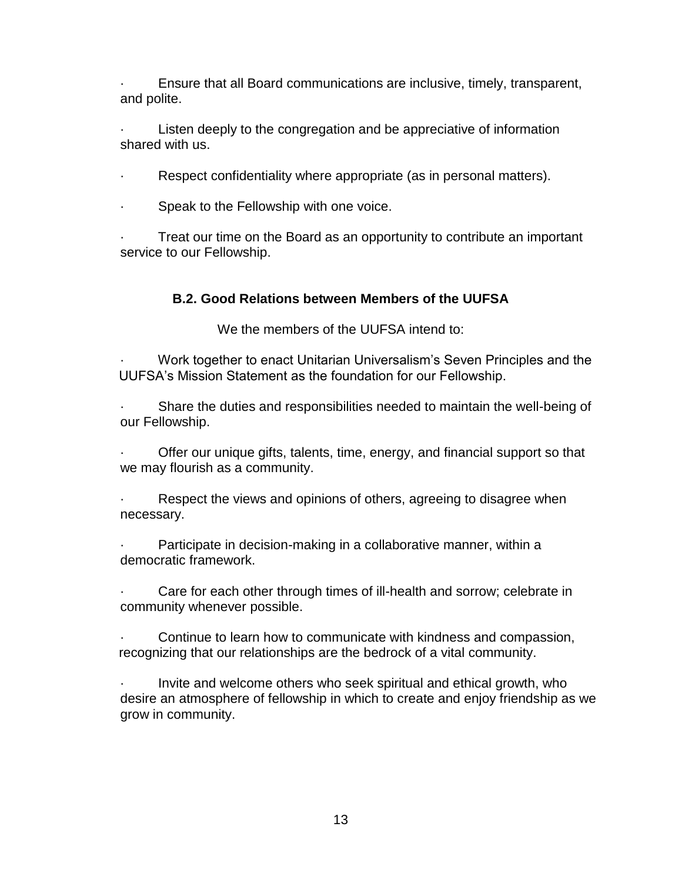- Ensure that all Board communications are inclusive, timely, transparent, and polite.
- Listen deeply to the congregation and be appreciative of information shared with us.
- Respect confidentiality where appropriate (as in personal matters).
- Speak to the Fellowship with one voice.
- Treat our time on the Board as an opportunity to contribute an important service to our Fellowship.

### B.2. Good Relations between Members of the UUFSA

We the members of the UUFSA intend to:

- Work together to enact Unitarian Universalism's Seven Principles and the UUFSA's Mission Statement as the foundation for our Fellowship.
- Share the duties and responsibilities needed to maintain the well-being of our Fellowship.
- Offer our unique gifts, talents, time, energy, and financial support so that we may flourish as a community.
- Respect the views and opinions of others, agreeing to disagree when necessary.
- Participate in decision-making in a collaborative manner, within a democratic framework.
- Care for each other through times of ill-health and sorrow; celebrate in community whenever possible.
- Continue to learn how to communicate with kindness and compassion, recognizing that our relationships are the bedrock of a vital community.
- Invite and welcome others who seek spiritual and ethical growth, who desire an atmosphere of fellowship in which to create and enjoy friendship as we grow in community.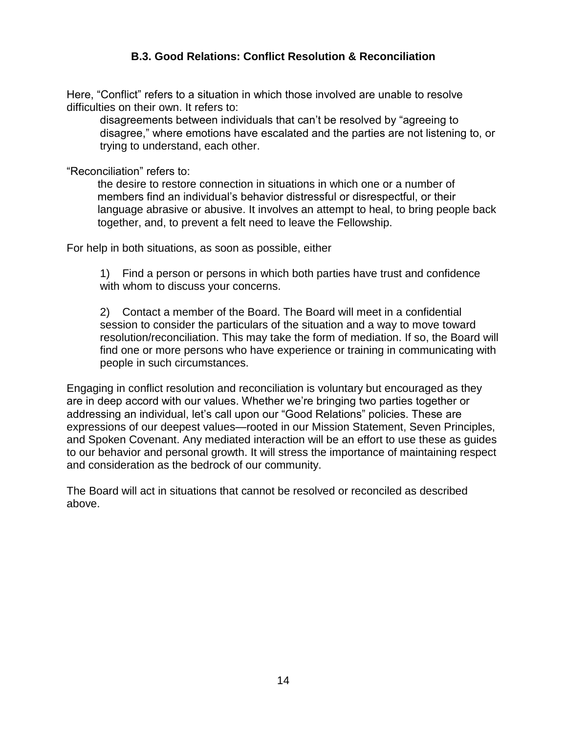### B.3. Good Relations: Conflict Resolution & Reconciliation

Here, "Conflict" refers to a situation in which those involved are unable to resolve difficulties on their own. It refers to:

> disagreements between individuals that can't be resolved by "agreeing to disagree," where emotions have escalated and the parties are not listening to, or trying to understand, each other.

"Reconciliation" refers to:

> the desire to restore connection in situations in which one or a number of members find an individual's behavior distressful or disrespectful, or their language abrasive or abusive. It involves an attempt to heal, to bring people back together, and, to prevent a felt need to leave the Fellowship.

For help in both situations, as soon as possible, either

1) Find a person or persons in which both parties have trust and confidence with whom to discuss your concerns.

2) Contact a member of the Board. The Board will meet in a confidential session to consider the particulars of the situation and a way to move toward resolution/reconciliation. This may take the form of mediation. If so, the Board will find one or more persons who have experience or training in communicating with people in such circumstances.

Engaging in conflict resolution and reconciliation is voluntary but encouraged as they are in deep accord with our values. Whether we're bringing two parties together or addressing an individual, let's call upon our "Good Relations" policies. These are expressions of our deepest values—rooted in our Mission Statement, Seven Principles, and Spoken Covenant. Any mediated interaction will be an effort to use these as guides to our behavior and personal growth. It will stress the importance of maintaining respect and consideration as the bedrock of our community.

The Board will act in situations that cannot be resolved or reconciled as described above.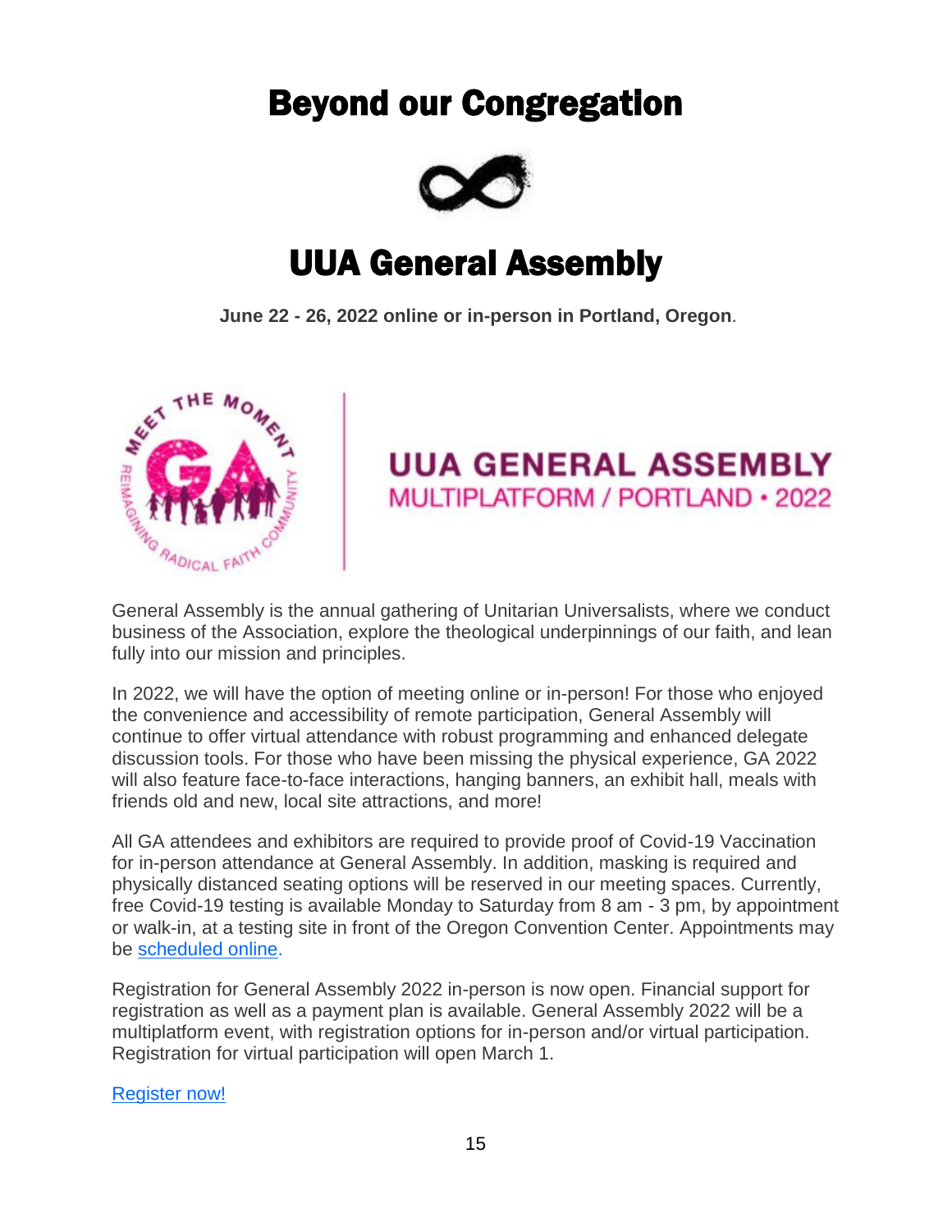# Beyond our Congregation

## UUA General Assembly

**June 22 - 26, 2022 online or in-person in Portland, Oregon**.

UUA GENERAL ASSEMBLY
MULTIPLATFORM / PORTLAND • 2022

General Assembly is the annual gathering of Unitarian Universalists, where we conduct business of the Association, explore the theological underpinnings of our faith, and lean fully into our mission and principles.

In 2022, we will have the option of meeting online or in-person! For those who enjoyed the convenience and accessibility of remote participation, General Assembly will continue to offer virtual attendance with robust programming and enhanced delegate discussion tools. For those who have been missing the physical experience, GA 2022 will also feature face-to-face interactions, hanging banners, an exhibit hall, meals with friends old and new, local site attractions, and more!

All GA attendees and exhibitors are required to provide proof of Covid-19 Vaccination for in-person attendance at General Assembly. In addition, masking is required and physically distanced seating options will be reserved in our meeting spaces. Currently, free Covid-19 testing is available Monday to Saturday from 8 am - 3 pm, by appointment or walk-in, at a testing site in front of the Oregon Convention Center. Appointments may be scheduled online.

Registration for General Assembly 2022 in-person is now open. Financial support for registration as well as a payment plan is available. General Assembly 2022 will be a multiplatform event, with registration options for in-person and/or virtual participation. Registration for virtual participation will open March 1.

Register now!